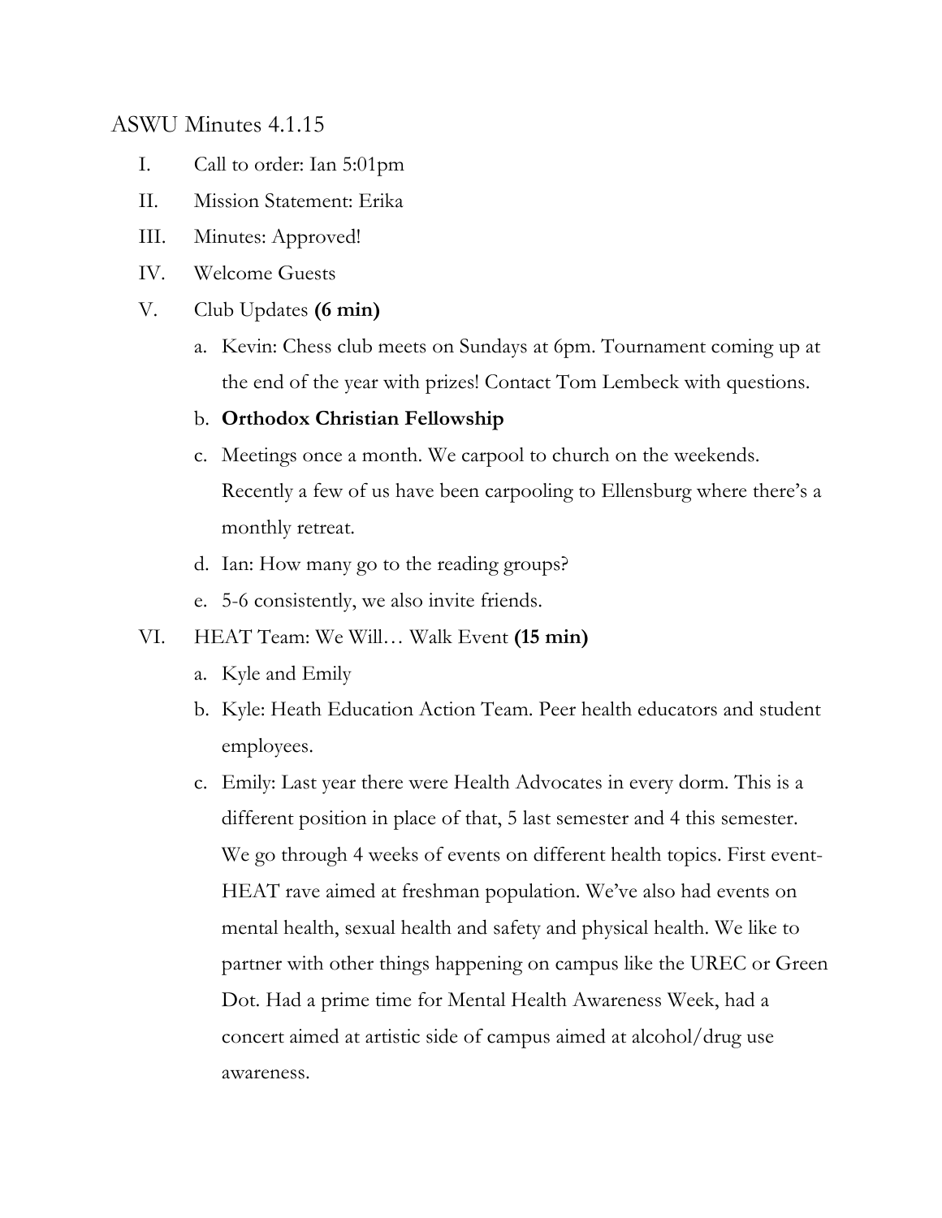ASWU Minutes 4.1.15

I. Call to order: Ian 5:01pm

II. Mission Statement: Erika

III. Minutes: Approved!

IV. Welcome Guests

V. Club Updates **(6 min)**

   a. Kevin: Chess club meets on Sundays at 6pm. Tournament coming up at the end of the year with prizes! Contact Tom Lembeck with questions.

   b. **Orthodox Christian Fellowship**

   c. Meetings once a month. We carpool to church on the weekends. Recently a few of us have been carpooling to Ellensburg where there's a monthly retreat.

   d. Ian: How many go to the reading groups?

   e. 5-6 consistently, we also invite friends.

VI. HEAT Team: We Will… Walk Event **(15 min)**

   a. Kyle and Emily

   b. Kyle: Heath Education Action Team. Peer health educators and student employees.

   c. Emily: Last year there were Health Advocates in every dorm. This is a different position in place of that, 5 last semester and 4 this semester. We go through 4 weeks of events on different health topics. First event- HEAT rave aimed at freshman population. We've also had events on mental health, sexual health and safety and physical health. We like to partner with other things happening on campus like the UREC or Green Dot. Had a prime time for Mental Health Awareness Week, had a concert aimed at artistic side of campus aimed at alcohol/drug use awareness.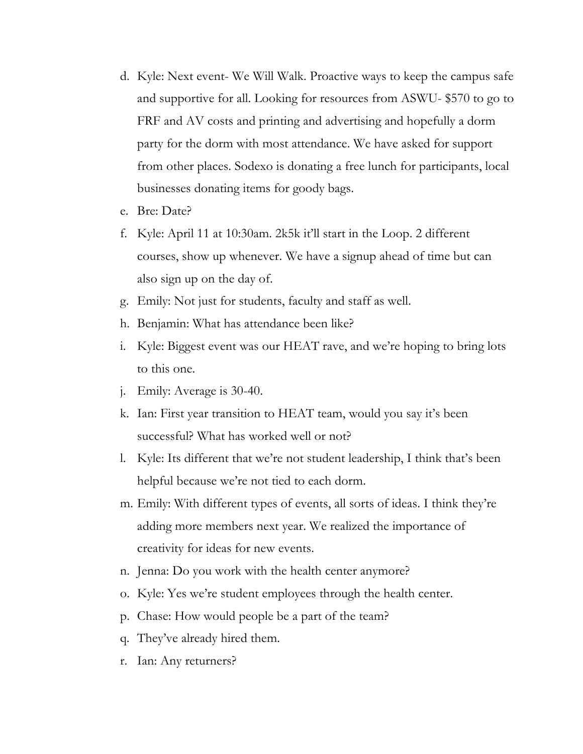d. Kyle: Next event- We Will Walk. Proactive ways to keep the campus safe and supportive for all. Looking for resources from ASWU- $570 to go to FRF and AV costs and printing and advertising and hopefully a dorm party for the dorm with most attendance. We have asked for support from other places. Sodexo is donating a free lunch for participants, local businesses donating items for goody bags.

e. Bre: Date?

f. Kyle: April 11 at 10:30am. 2k5k it'll start in the Loop. 2 different courses, show up whenever. We have a signup ahead of time but can also sign up on the day of.

g. Emily: Not just for students, faculty and staff as well.

h. Benjamin: What has attendance been like?

i. Kyle: Biggest event was our HEAT rave, and we're hoping to bring lots to this one.

j. Emily: Average is 30-40.

k. Ian: First year transition to HEAT team, would you say it's been successful? What has worked well or not?

l. Kyle: Its different that we're not student leadership, I think that's been helpful because we're not tied to each dorm.

m. Emily: With different types of events, all sorts of ideas. I think they're adding more members next year. We realized the importance of creativity for ideas for new events.

n. Jenna: Do you work with the health center anymore?

o. Kyle: Yes we're student employees through the health center.

p. Chase: How would people be a part of the team?

q. They've already hired them.

r. Ian: Any returners?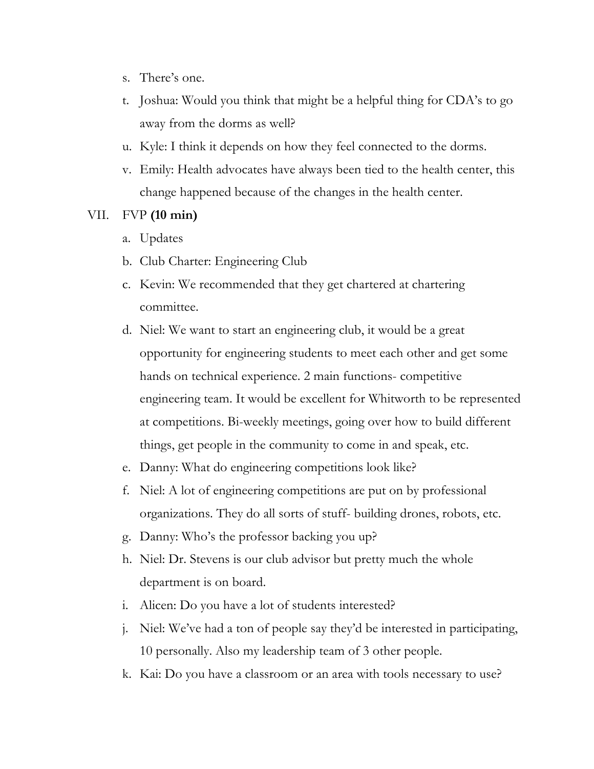s. There's one.

t. Joshua: Would you think that might be a helpful thing for CDA's to go away from the dorms as well?

u. Kyle: I think it depends on how they feel connected to the dorms.

v. Emily: Health advocates have always been tied to the health center, this change happened because of the changes in the health center.

VII. FVP **(10 min)**

a. Updates

b. Club Charter: Engineering Club

c. Kevin: We recommended that they get chartered at chartering committee.

d. Niel: We want to start an engineering club, it would be a great opportunity for engineering students to meet each other and get some hands on technical experience. 2 main functions- competitive engineering team. It would be excellent for Whitworth to be represented at competitions. Bi-weekly meetings, going over how to build different things, get people in the community to come in and speak, etc.

e. Danny: What do engineering competitions look like?

f. Niel: A lot of engineering competitions are put on by professional organizations. They do all sorts of stuff- building drones, robots, etc.

g. Danny: Who's the professor backing you up?

h. Niel: Dr. Stevens is our club advisor but pretty much the whole department is on board.

i. Alicen: Do you have a lot of students interested?

j. Niel: We've had a ton of people say they'd be interested in participating, 10 personally. Also my leadership team of 3 other people.

k. Kai: Do you have a classroom or an area with tools necessary to use?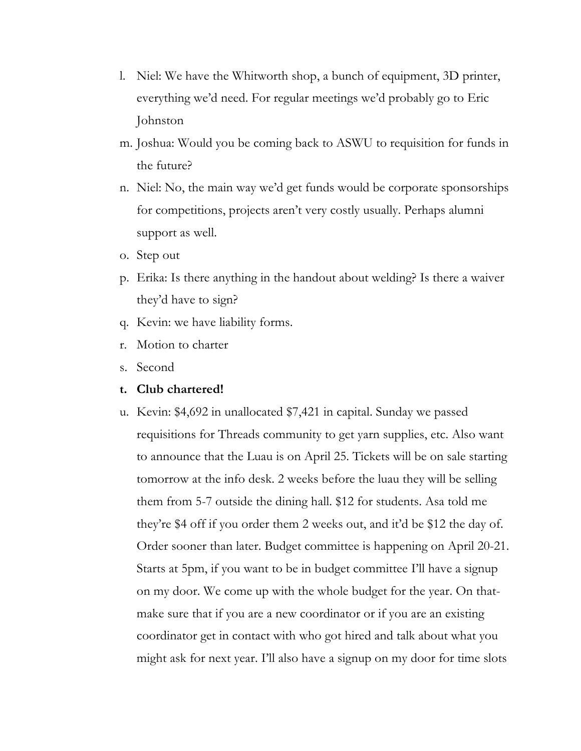l. Niel: We have the Whitworth shop, a bunch of equipment, 3D printer, everything we'd need. For regular meetings we'd probably go to Eric Johnston
m. Joshua: Would you be coming back to ASWU to requisition for funds in the future?
n. Niel: No, the main way we'd get funds would be corporate sponsorships for competitions, projects aren't very costly usually. Perhaps alumni support as well.
o. Step out
p. Erika: Is there anything in the handout about welding? Is there a waiver they'd have to sign?
q. Kevin: we have liability forms.
r. Motion to charter
s. Second
t. **Club chartered!**
u. Kevin: $4,692 in unallocated $7,421 in capital. Sunday we passed requisitions for Threads community to get yarn supplies, etc. Also want to announce that the Luau is on April 25. Tickets will be on sale starting tomorrow at the info desk. 2 weeks before the luau they will be selling them from 5-7 outside the dining hall. $12 for students. Asa told me they're $4 off if you order them 2 weeks out, and it'd be $12 the day of. Order sooner than later. Budget committee is happening on April 20-21. Starts at 5pm, if you want to be in budget committee I'll have a signup on my door. We come up with the whole budget for the year. On that- make sure that if you are a new coordinator or if you are an existing coordinator get in contact with who got hired and talk about what you might ask for next year. I'll also have a signup on my door for time slots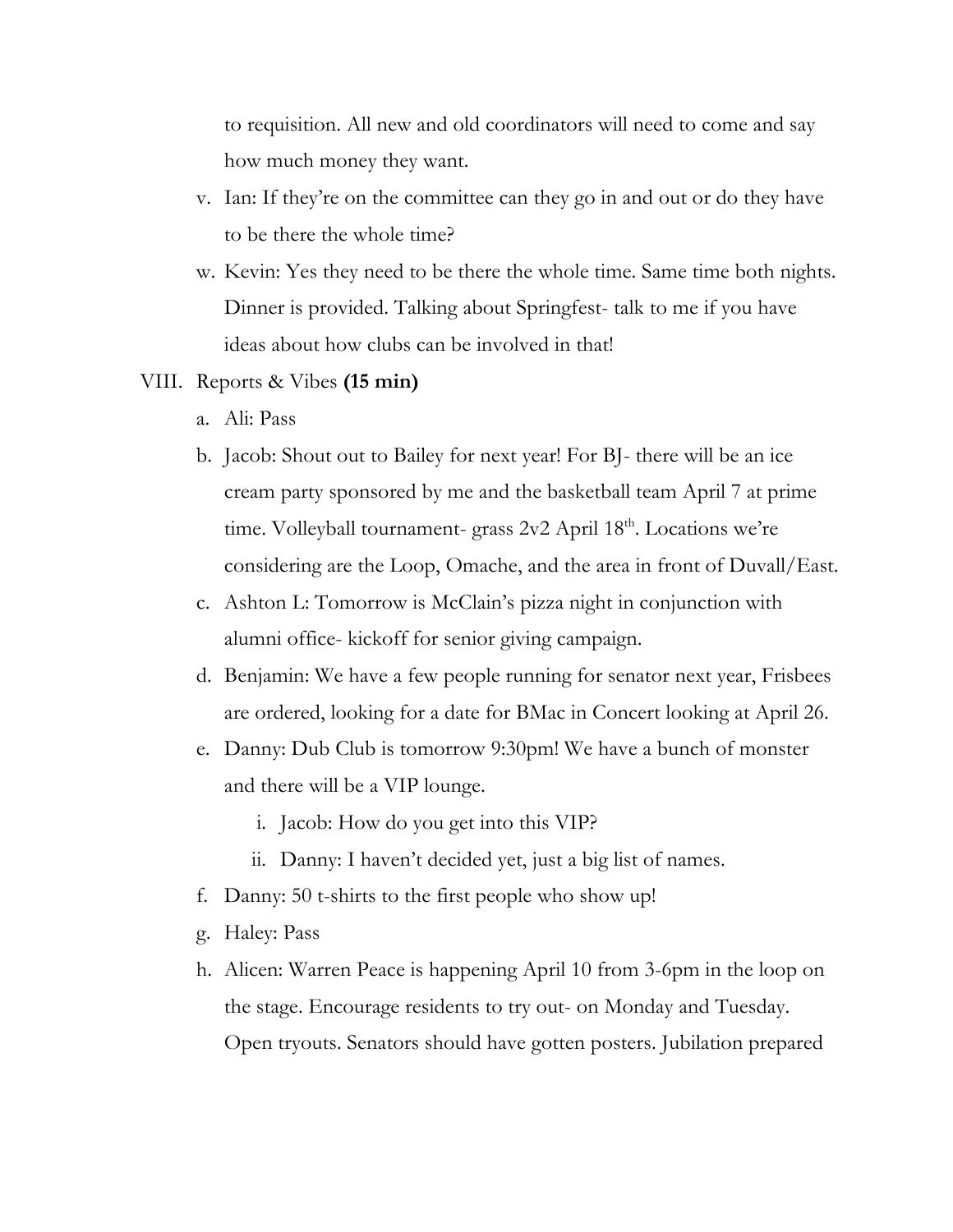to requisition. All new and old coordinators will need to come and say how much money they want.

v. Ian: If they're on the committee can they go in and out or do they have to be there the whole time?

w. Kevin: Yes they need to be there the whole time. Same time both nights. Dinner is provided. Talking about Springfest- talk to me if you have ideas about how clubs can be involved in that!

VIII. Reports & Vibes **(15 min)**

a. Ali: Pass

b. Jacob: Shout out to Bailey for next year! For BJ- there will be an ice cream party sponsored by me and the basketball team April 7 at prime time. Volleyball tournament- grass 2v2 April 18th. Locations we're considering are the Loop, Omache, and the area in front of Duvall/East.

c. Ashton L: Tomorrow is McClain's pizza night in conjunction with alumni office- kickoff for senior giving campaign.

d. Benjamin: We have a few people running for senator next year, Frisbees are ordered, looking for a date for BMac in Concert looking at April 26.

e. Danny: Dub Club is tomorrow 9:30pm! We have a bunch of monster and there will be a VIP lounge.

   i. Jacob: How do you get into this VIP?

   ii. Danny: I haven't decided yet, just a big list of names.

f. Danny: 50 t-shirts to the first people who show up!

g. Haley: Pass

h. Alicen: Warren Peace is happening April 10 from 3-6pm in the loop on the stage. Encourage residents to try out- on Monday and Tuesday. Open tryouts. Senators should have gotten posters. Jubilation prepared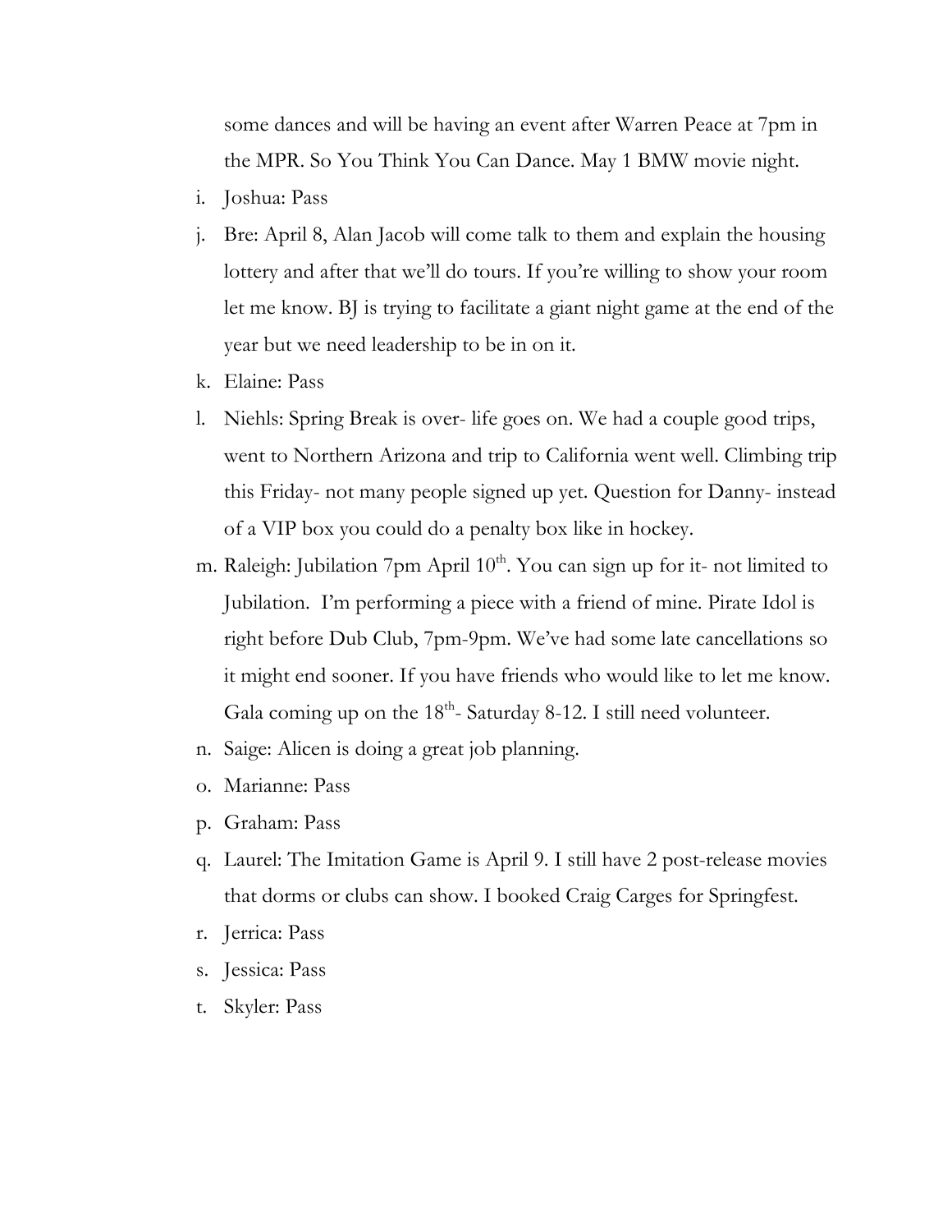some dances and will be having an event after Warren Peace at 7pm in the MPR. So You Think You Can Dance. May 1 BMW movie night.

i. Joshua: Pass
j. Bre: April 8, Alan Jacob will come talk to them and explain the housing lottery and after that we'll do tours. If you're willing to show your room let me know. BJ is trying to facilitate a giant night game at the end of the year but we need leadership to be in on it.
k. Elaine: Pass
l. Niehls: Spring Break is over- life goes on. We had a couple good trips, went to Northern Arizona and trip to California went well. Climbing trip this Friday- not many people signed up yet. Question for Danny- instead of a VIP box you could do a penalty box like in hockey.
m. Raleigh: Jubilation 7pm April 10th. You can sign up for it- not limited to Jubilation. I'm performing a piece with a friend of mine. Pirate Idol is right before Dub Club, 7pm-9pm. We've had some late cancellations so it might end sooner. If you have friends who would like to let me know. Gala coming up on the 18th- Saturday 8-12. I still need volunteer.
n. Saige: Alicen is doing a great job planning.
o. Marianne: Pass
p. Graham: Pass
q. Laurel: The Imitation Game is April 9. I still have 2 post-release movies that dorms or clubs can show. I booked Craig Carges for Springfest.
r. Jerrica: Pass
s. Jessica: Pass
t. Skyler: Pass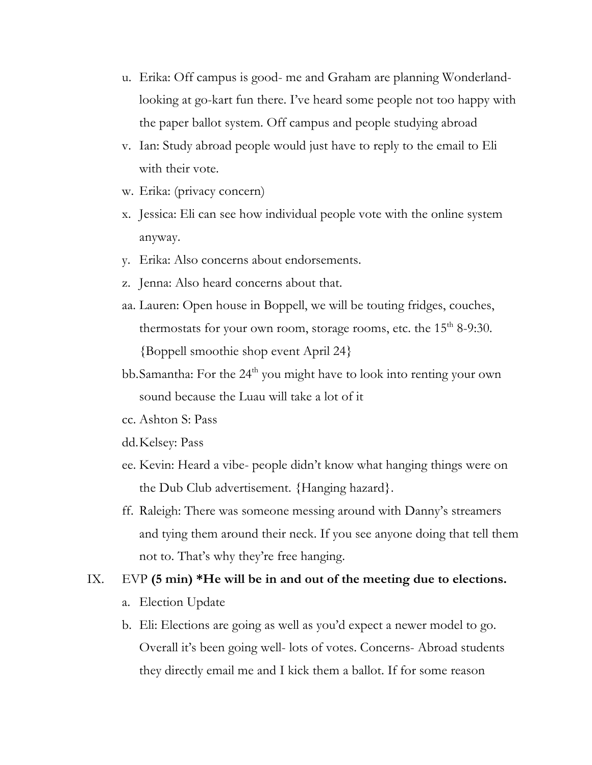u. Erika: Off campus is good- me and Graham are planning Wonderland- looking at go-kart fun there. I've heard some people not too happy with the paper ballot system. Off campus and people studying abroad

v. Ian: Study abroad people would just have to reply to the email to Eli with their vote.

w. Erika: (privacy concern)

x. Jessica: Eli can see how individual people vote with the online system anyway.

y. Erika: Also concerns about endorsements.

z. Jenna: Also heard concerns about that.

aa. Lauren: Open house in Boppell, we will be touting fridges, couches, thermostats for your own room, storage rooms, etc. the 15th 8-9:30. {Boppell smoothie shop event April 24}

bb. Samantha: For the 24th you might have to look into renting your own sound because the Luau will take a lot of it

cc. Ashton S: Pass

dd. Kelsey: Pass

ee. Kevin: Heard a vibe- people didn't know what hanging things were on the Dub Club advertisement. {Hanging hazard}.

ff. Raleigh: There was someone messing around with Danny's streamers and tying them around their neck. If you see anyone doing that tell them not to. That's why they're free hanging.

IX. EVP **(5 min) *He will be in and out of the meeting due to elections.**

a. Election Update

b. Eli: Elections are going as well as you'd expect a newer model to go. Overall it's been going well- lots of votes. Concerns- Abroad students they directly email me and I kick them a ballot. If for some reason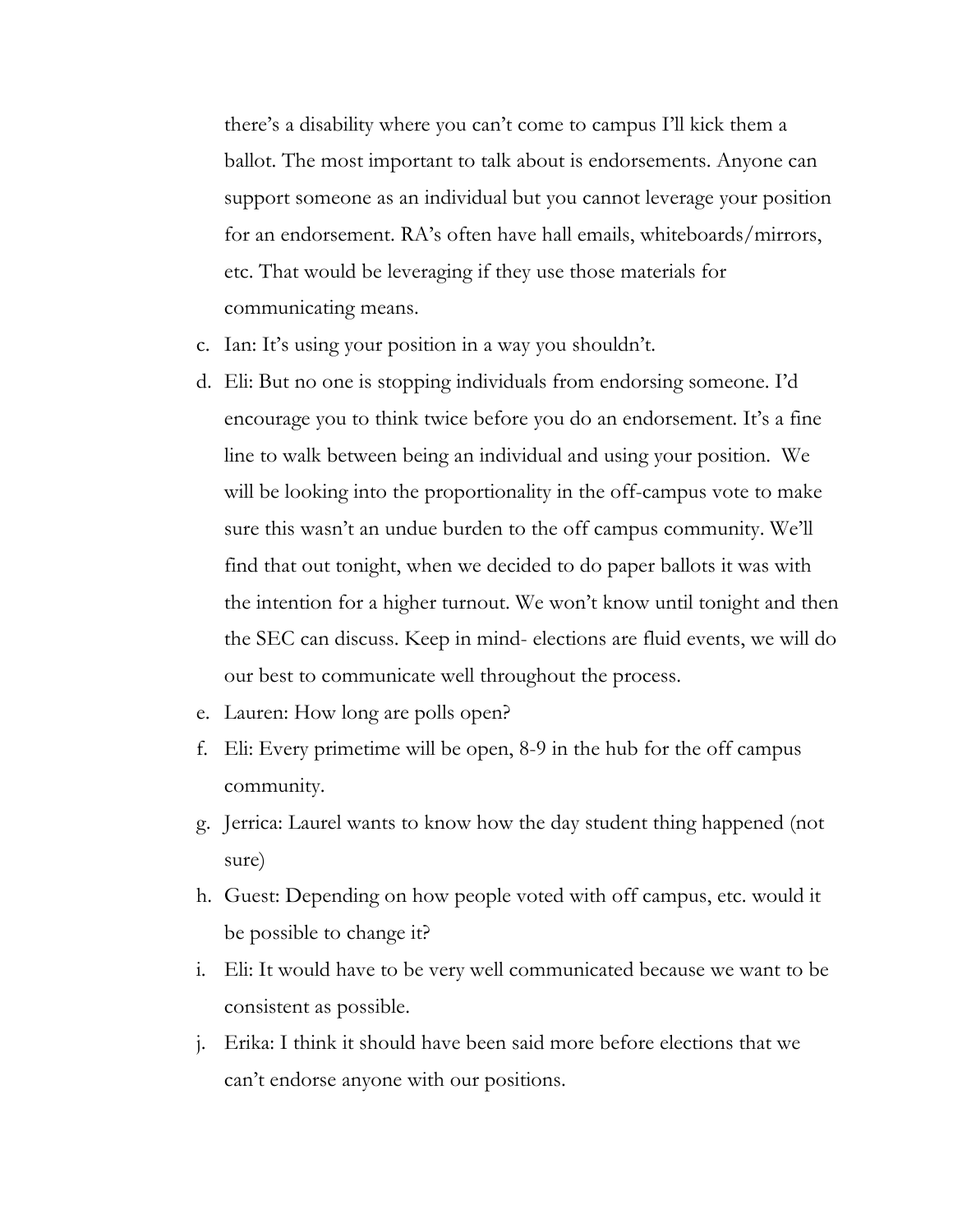there's a disability where you can't come to campus I'll kick them a ballot. The most important to talk about is endorsements. Anyone can support someone as an individual but you cannot leverage your position for an endorsement. RA's often have hall emails, whiteboards/mirrors, etc. That would be leveraging if they use those materials for communicating means.

c. Ian: It's using your position in a way you shouldn't.
d. Eli: But no one is stopping individuals from endorsing someone. I'd encourage you to think twice before you do an endorsement. It's a fine line to walk between being an individual and using your position. We will be looking into the proportionality in the off-campus vote to make sure this wasn't an undue burden to the off campus community. We'll find that out tonight, when we decided to do paper ballots it was with the intention for a higher turnout. We won't know until tonight and then the SEC can discuss. Keep in mind- elections are fluid events, we will do our best to communicate well throughout the process.
e. Lauren: How long are polls open?
f. Eli: Every primetime will be open, 8-9 in the hub for the off campus community.
g. Jerrica: Laurel wants to know how the day student thing happened (not sure)
h. Guest: Depending on how people voted with off campus, etc. would it be possible to change it?
i. Eli: It would have to be very well communicated because we want to be consistent as possible.
j. Erika: I think it should have been said more before elections that we can't endorse anyone with our positions.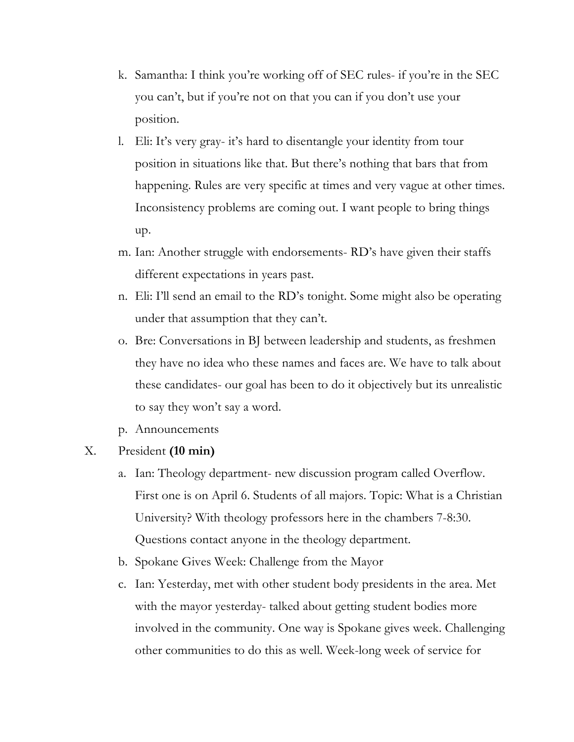k. Samantha: I think you're working off of SEC rules- if you're in the SEC you can't, but if you're not on that you can if you don't use your position.

l. Eli: It's very gray- it's hard to disentangle your identity from tour position in situations like that. But there's nothing that bars that from happening. Rules are very specific at times and very vague at other times. Inconsistency problems are coming out. I want people to bring things up.

m. Ian: Another struggle with endorsements- RD's have given their staffs different expectations in years past.

n. Eli: I'll send an email to the RD's tonight. Some might also be operating under that assumption that they can't.

o. Bre: Conversations in BJ between leadership and students, as freshmen they have no idea who these names and faces are. We have to talk about these candidates- our goal has been to do it objectively but its unrealistic to say they won't say a word.

p. Announcements

X. President **(10 min)**

a. Ian: Theology department- new discussion program called Overflow. First one is on April 6. Students of all majors. Topic: What is a Christian University? With theology professors here in the chambers 7-8:30. Questions contact anyone in the theology department.

b. Spokane Gives Week: Challenge from the Mayor

c. Ian: Yesterday, met with other student body presidents in the area. Met with the mayor yesterday- talked about getting student bodies more involved in the community. One way is Spokane gives week. Challenging other communities to do this as well. Week-long week of service for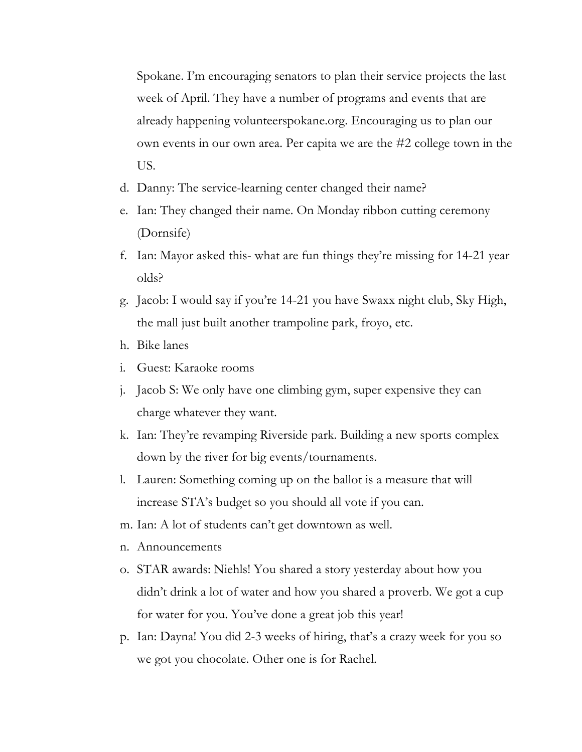Spokane. I'm encouraging senators to plan their service projects the last week of April. They have a number of programs and events that are already happening volunteerspokane.org. Encouraging us to plan our own events in our own area. Per capita we are the #2 college town in the US.

d. Danny: The service-learning center changed their name?
e. Ian: They changed their name. On Monday ribbon cutting ceremony (Dornsife)
f. Ian: Mayor asked this- what are fun things they're missing for 14-21 year olds?
g. Jacob: I would say if you're 14-21 you have Swaxx night club, Sky High, the mall just built another trampoline park, froyo, etc.
h. Bike lanes
i. Guest: Karaoke rooms
j. Jacob S: We only have one climbing gym, super expensive they can charge whatever they want.
k. Ian: They're revamping Riverside park. Building a new sports complex down by the river for big events/tournaments.
l. Lauren: Something coming up on the ballot is a measure that will increase STA's budget so you should all vote if you can.
m. Ian: A lot of students can't get downtown as well.
n. Announcements
o. STAR awards: Niehls! You shared a story yesterday about how you didn't drink a lot of water and how you shared a proverb. We got a cup for water for you. You've done a great job this year!
p. Ian: Dayna! You did 2-3 weeks of hiring, that's a crazy week for you so we got you chocolate. Other one is for Rachel.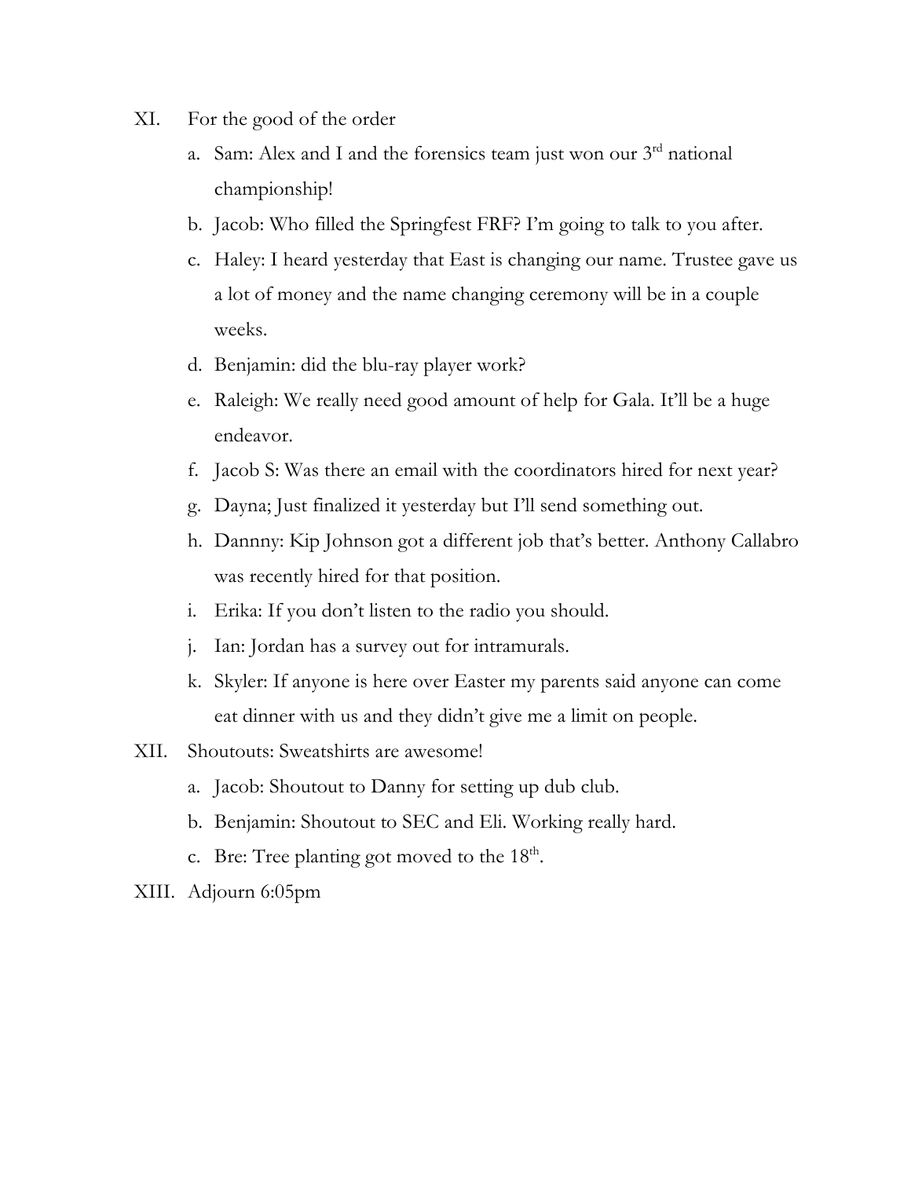XI. For the good of the order

a. Sam: Alex and I and the forensics team just won our 3rd national championship!
b. Jacob: Who filled the Springfest FRF? I'm going to talk to you after.
c. Haley: I heard yesterday that East is changing our name. Trustee gave us a lot of money and the name changing ceremony will be in a couple weeks.
d. Benjamin: did the blu-ray player work?
e. Raleigh: We really need good amount of help for Gala. It'll be a huge endeavor.
f. Jacob S: Was there an email with the coordinators hired for next year?
g. Dayna; Just finalized it yesterday but I'll send something out.
h. Dannny: Kip Johnson got a different job that's better. Anthony Callabro was recently hired for that position.
i. Erika: If you don't listen to the radio you should.
j. Ian: Jordan has a survey out for intramurals.
k. Skyler: If anyone is here over Easter my parents said anyone can come eat dinner with us and they didn't give me a limit on people.

XII. Shoutouts: Sweatshirts are awesome!

a. Jacob: Shoutout to Danny for setting up dub club.
b. Benjamin: Shoutout to SEC and Eli. Working really hard.
c. Bre: Tree planting got moved to the 18th.

XIII. Adjourn 6:05pm